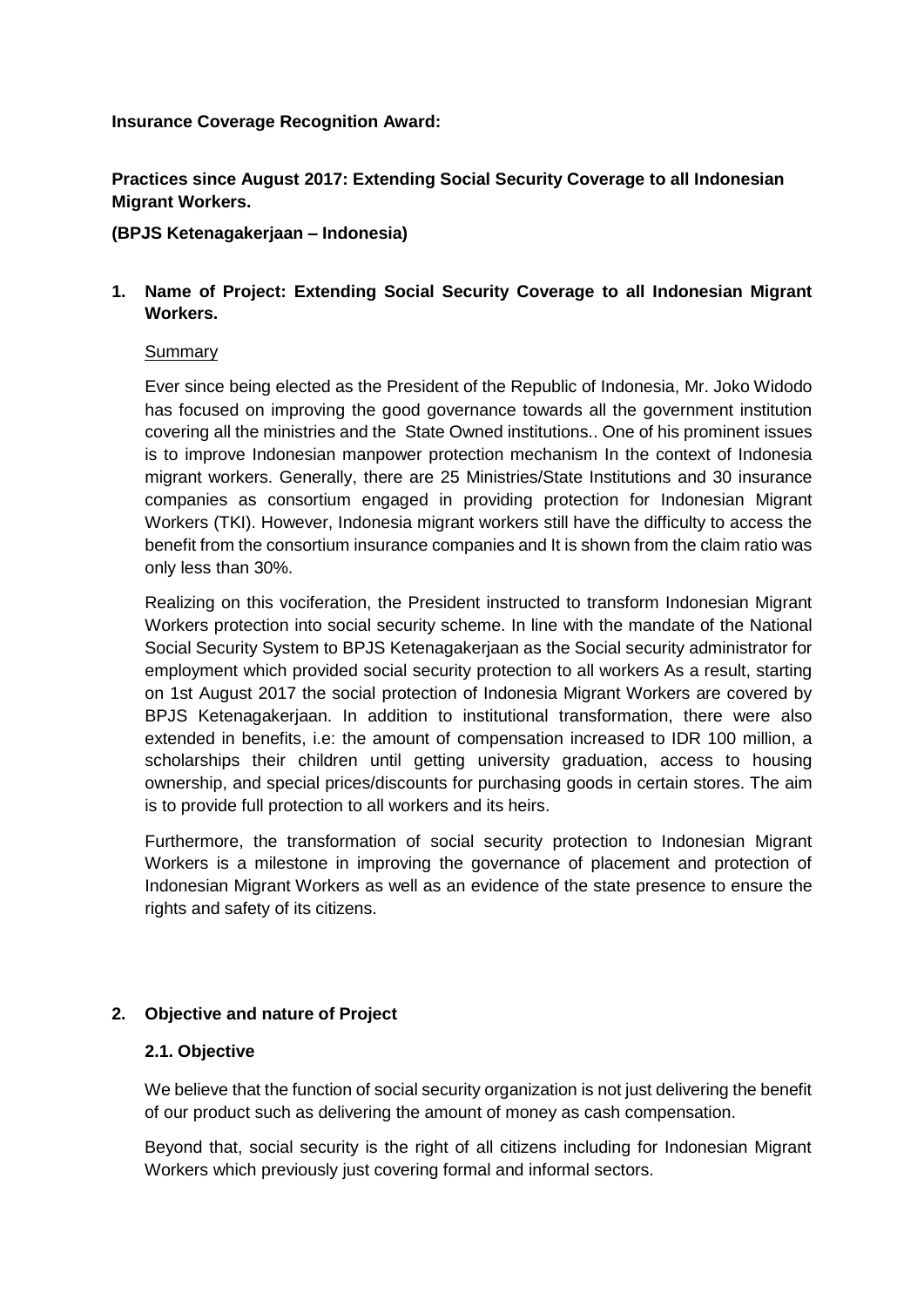**Insurance Coverage Recognition Award:**

**Practices since August 2017: Extending Social Security Coverage to all Indonesian Migrant Workers.**

**(BPJS Ketenagakerjaan – Indonesia)**

## 1. Name of Project: Extending Social Security Coverage to all Indonesian Migrant Workers.

Summary

Ever since being elected as the President of the Republic of Indonesia, Mr. Joko Widodo has focused on improving the good governance towards all the government institution covering all the ministries and the State Owned institutions.. One of his prominent issues is to improve Indonesian manpower protection mechanism In the context of Indonesia migrant workers. Generally, there are 25 Ministries/State Institutions and 30 insurance companies as consortium engaged in providing protection for Indonesian Migrant Workers (TKI). However, Indonesia migrant workers still have the difficulty to access the benefit from the consortium insurance companies and It is shown from the claim ratio was only less than 30%.

Realizing on this vociferation, the President instructed to transform Indonesian Migrant Workers protection into social security scheme. In line with the mandate of the National Social Security System to BPJS Ketenagakerjaan as the Social security administrator for employment which provided social security protection to all workers As a result, starting on 1st August 2017 the social protection of Indonesia Migrant Workers are covered by BPJS Ketenagakerjaan. In addition to institutional transformation, there were also extended in benefits, i.e: the amount of compensation increased to IDR 100 million, a scholarships their children until getting university graduation, access to housing ownership, and special prices/discounts for purchasing goods in certain stores. The aim is to provide full protection to all workers and its heirs.

Furthermore, the transformation of social security protection to Indonesian Migrant Workers is a milestone in improving the governance of placement and protection of Indonesian Migrant Workers as well as an evidence of the state presence to ensure the rights and safety of its citizens.

## 2. Objective and nature of Project

### 2.1. Objective

We believe that the function of social security organization is not just delivering the benefit of our product such as delivering the amount of money as cash compensation.

Beyond that, social security is the right of all citizens including for Indonesian Migrant Workers which previously just covering formal and informal sectors.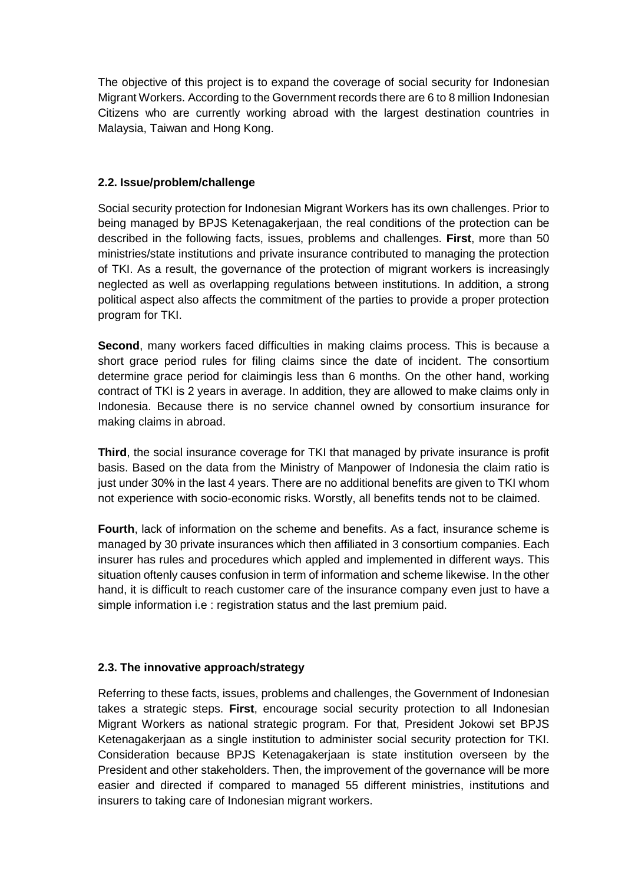The objective of this project is to expand the coverage of social security for Indonesian Migrant Workers. According to the Government records there are 6 to 8 million Indonesian Citizens who are currently working abroad with the largest destination countries in Malaysia, Taiwan and Hong Kong.

### 2.2. Issue/problem/challenge

Social security protection for Indonesian Migrant Workers has its own challenges. Prior to being managed by BPJS Ketenagakerjaan, the real conditions of the protection can be described in the following facts, issues, problems and challenges. **First**, more than 50 ministries/state institutions and private insurance contributed to managing the protection of TKI. As a result, the governance of the protection of migrant workers is increasingly neglected as well as overlapping regulations between institutions. In addition, a strong political aspect also affects the commitment of the parties to provide a proper protection program for TKI.

**Second**, many workers faced difficulties in making claims process. This is because a short grace period rules for filing claims since the date of incident. The consortium determine grace period for claimingis less than 6 months. On the other hand, working contract of TKI is 2 years in average. In addition, they are allowed to make claims only in Indonesia. Because there is no service channel owned by consortium insurance for making claims in abroad.

**Third**, the social insurance coverage for TKI that managed by private insurance is profit basis. Based on the data from the Ministry of Manpower of Indonesia the claim ratio is just under 30% in the last 4 years. There are no additional benefits are given to TKI whom not experience with socio-economic risks. Worstly, all benefits tends not to be claimed.

**Fourth**, lack of information on the scheme and benefits. As a fact, insurance scheme is managed by 30 private insurances which then affiliated in 3 consortium companies. Each insurer has rules and procedures which appled and implemented in different ways. This situation oftenly causes confusion in term of information and scheme likewise. In the other hand, it is difficult to reach customer care of the insurance company even just to have a simple information i.e : registration status and the last premium paid.

### 2.3. The innovative approach/strategy

Referring to these facts, issues, problems and challenges, the Government of Indonesian takes a strategic steps. **First**, encourage social security protection to all Indonesian Migrant Workers as national strategic program. For that, President Jokowi set BPJS Ketenagakerjaan as a single institution to administer social security protection for TKI. Consideration because BPJS Ketenagakerjaan is state institution overseen by the President and other stakeholders. Then, the improvement of the governance will be more easier and directed if compared to managed 55 different ministries, institutions and insurers to taking care of Indonesian migrant workers.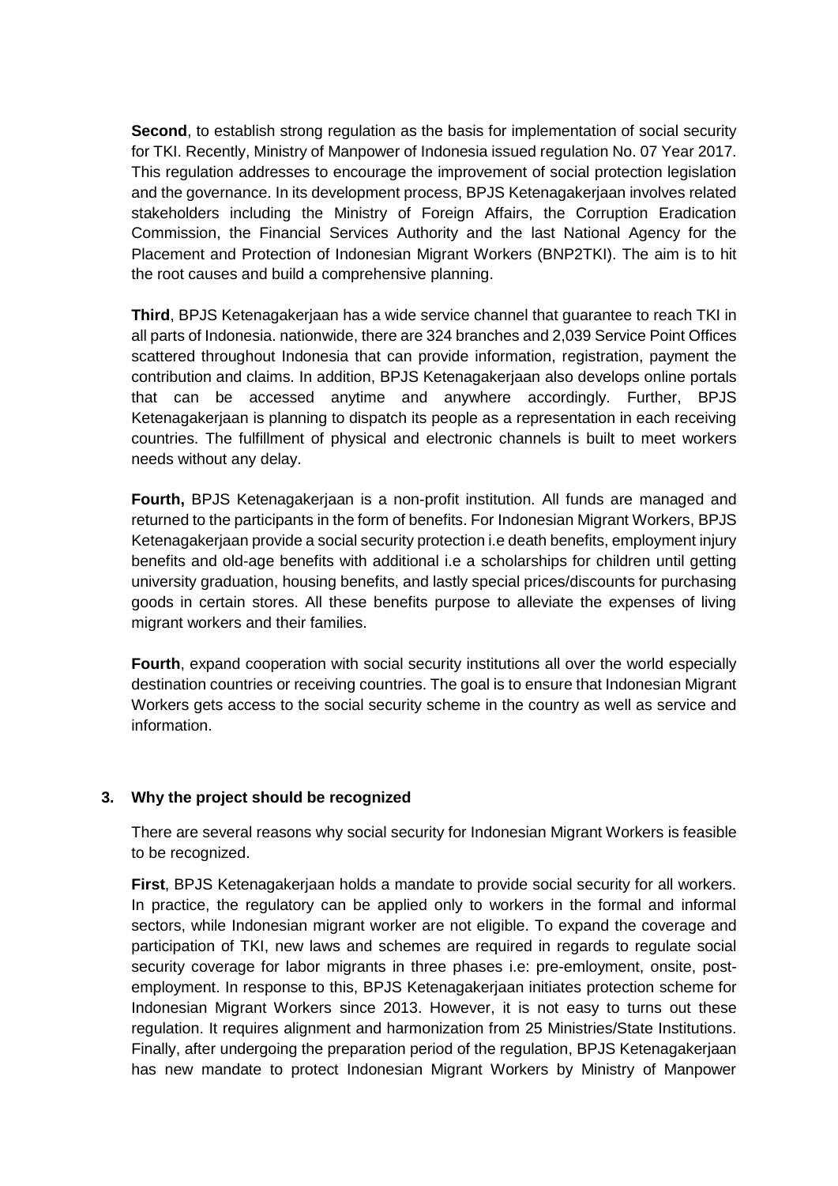**Second**, to establish strong regulation as the basis for implementation of social security for TKI. Recently, Ministry of Manpower of Indonesia issued regulation No. 07 Year 2017. This regulation addresses to encourage the improvement of social protection legislation and the governance. In its development process, BPJS Ketenagakerjaan involves related stakeholders including the Ministry of Foreign Affairs, the Corruption Eradication Commission, the Financial Services Authority and the last National Agency for the Placement and Protection of Indonesian Migrant Workers (BNP2TKI). The aim is to hit the root causes and build a comprehensive planning.

**Third**, BPJS Ketenagakerjaan has a wide service channel that guarantee to reach TKI in all parts of Indonesia. nationwide, there are 324 branches and 2,039 Service Point Offices scattered throughout Indonesia that can provide information, registration, payment the contribution and claims. In addition, BPJS Ketenagakerjaan also develops online portals that can be accessed anytime and anywhere accordingly. Further, BPJS Ketenagakerjaan is planning to dispatch its people as a representation in each receiving countries. The fulfillment of physical and electronic channels is built to meet workers needs without any delay.

**Fourth,** BPJS Ketenagakerjaan is a non-profit institution. All funds are managed and returned to the participants in the form of benefits. For Indonesian Migrant Workers, BPJS Ketenagakerjaan provide a social security protection i.e death benefits, employment injury benefits and old-age benefits with additional i.e a scholarships for children until getting university graduation, housing benefits, and lastly special prices/discounts for purchasing goods in certain stores. All these benefits purpose to alleviate the expenses of living migrant workers and their families.

**Fourth**, expand cooperation with social security institutions all over the world especially destination countries or receiving countries. The goal is to ensure that Indonesian Migrant Workers gets access to the social security scheme in the country as well as service and information.

### 3. Why the project should be recognized

There are several reasons why social security for Indonesian Migrant Workers is feasible to be recognized.

**First**, BPJS Ketenagakerjaan holds a mandate to provide social security for all workers. In practice, the regulatory can be applied only to workers in the formal and informal sectors, while Indonesian migrant worker are not eligible. To expand the coverage and participation of TKI, new laws and schemes are required in regards to regulate social security coverage for labor migrants in three phases i.e: pre-emloyment, onsite, post-employment. In response to this, BPJS Ketenagakerjaan initiates protection scheme for Indonesian Migrant Workers since 2013. However, it is not easy to turns out these regulation. It requires alignment and harmonization from 25 Ministries/State Institutions. Finally, after undergoing the preparation period of the regulation, BPJS Ketenagakerjaan has new mandate to protect Indonesian Migrant Workers by Ministry of Manpower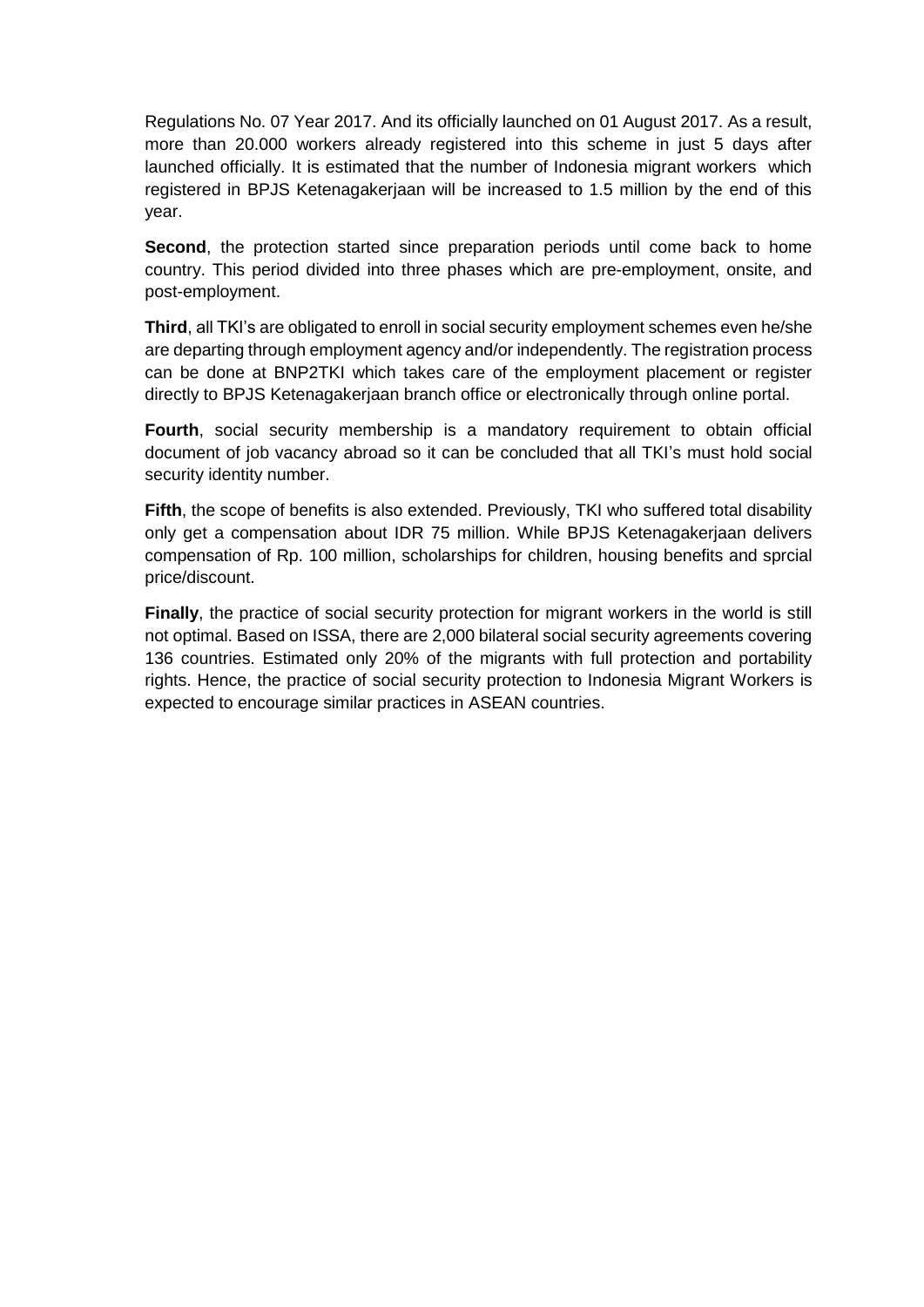Regulations No. 07 Year 2017. And its officially launched on 01 August 2017. As a result, more than 20.000 workers already registered into this scheme in just 5 days after launched officially. It is estimated that the number of Indonesia migrant workers which registered in BPJS Ketenagakerjaan will be increased to 1.5 million by the end of this year.

**Second**, the protection started since preparation periods until come back to home country. This period divided into three phases which are pre-employment, onsite, and post-employment.

**Third**, all TKI's are obligated to enroll in social security employment schemes even he/she are departing through employment agency and/or independently. The registration process can be done at BNP2TKI which takes care of the employment placement or register directly to BPJS Ketenagakerjaan branch office or electronically through online portal.

**Fourth**, social security membership is a mandatory requirement to obtain official document of job vacancy abroad so it can be concluded that all TKI's must hold social security identity number.

**Fifth**, the scope of benefits is also extended. Previously, TKI who suffered total disability only get a compensation about IDR 75 million. While BPJS Ketenagakerjaan delivers compensation of Rp. 100 million, scholarships for children, housing benefits and sprcial price/discount.

**Finally**, the practice of social security protection for migrant workers in the world is still not optimal. Based on ISSA, there are 2,000 bilateral social security agreements covering 136 countries. Estimated only 20% of the migrants with full protection and portability rights. Hence, the practice of social security protection to Indonesia Migrant Workers is expected to encourage similar practices in ASEAN countries.